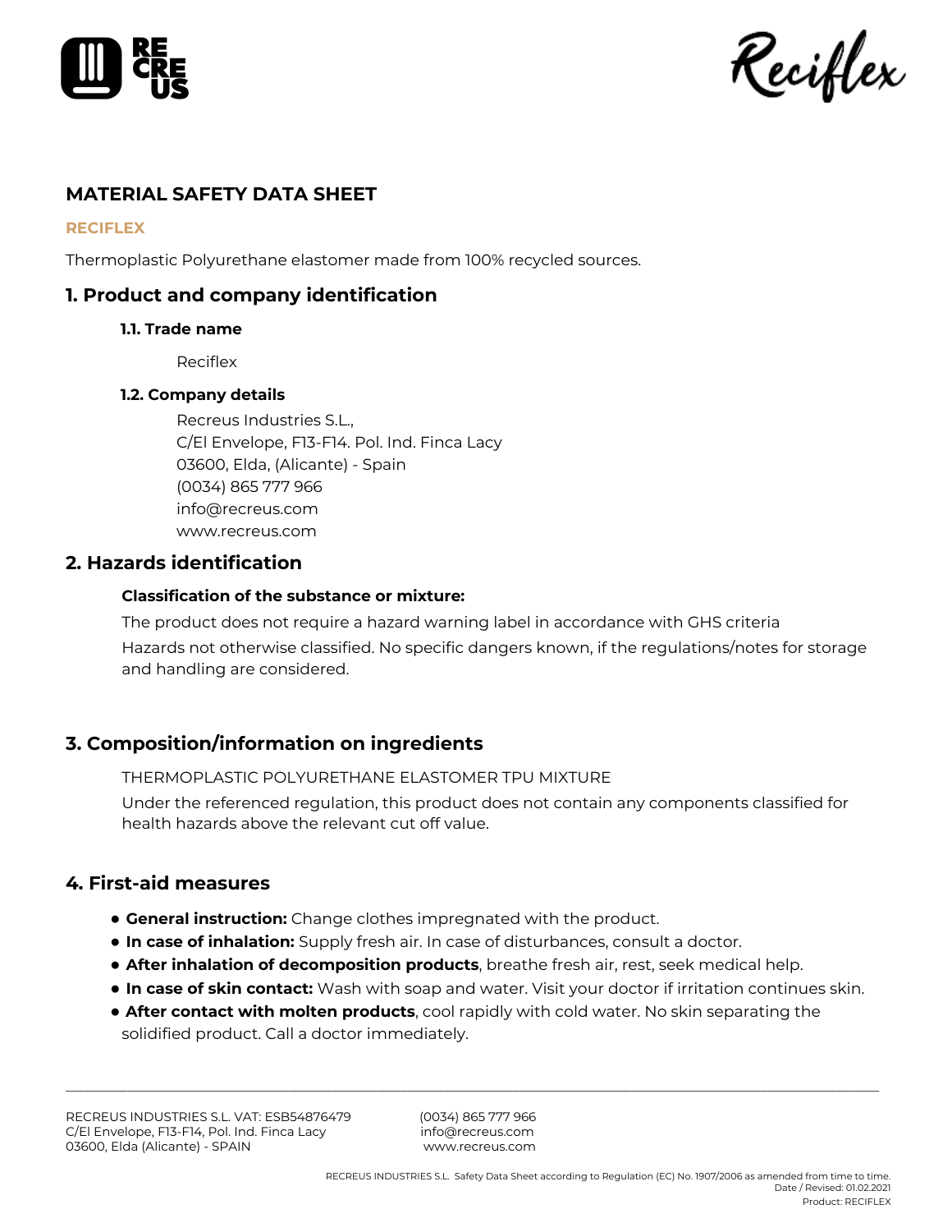# MATERIAL SAFETY DATA SHEET

**RECIFLEX**

Thermoplastic Polyurethane elastomer made from 100% recycled sources.

## 1. Product and company identification

### 1.1. Trade name

Reciflex

### 1.2. Company details

Recreus Industries S.L.,
C/El Envelope, F13-F14. Pol. Ind. Finca Lacy
03600, Elda, (Alicante) - Spain
(0034) 865 777 966
info@recreus.com
www.recreus.com

## 2. Hazards identification

**Classification of the substance or mixture:**

The product does not require a hazard warning label in accordance with GHS criteria

Hazards not otherwise classified. No specific dangers known, if the regulations/notes for storage and handling are considered.

## 3. Composition/information on ingredients

THERMOPLASTIC POLYURETHANE ELASTOMER TPU MIXTURE

Under the referenced regulation, this product does not contain any components classified for health hazards above the relevant cut off value.

## 4. First-aid measures

- **General instruction:** Change clothes impregnated with the product.
- **In case of inhalation:** Supply fresh air. In case of disturbances, consult a doctor.
- **After inhalation of decomposition products**, breathe fresh air, rest, seek medical help.
- **In case of skin contact:** Wash with soap and water. Visit your doctor if irritation continues skin.
- **After contact with molten products**, cool rapidly with cold water. No skin separating the solidified product. Call a doctor immediately.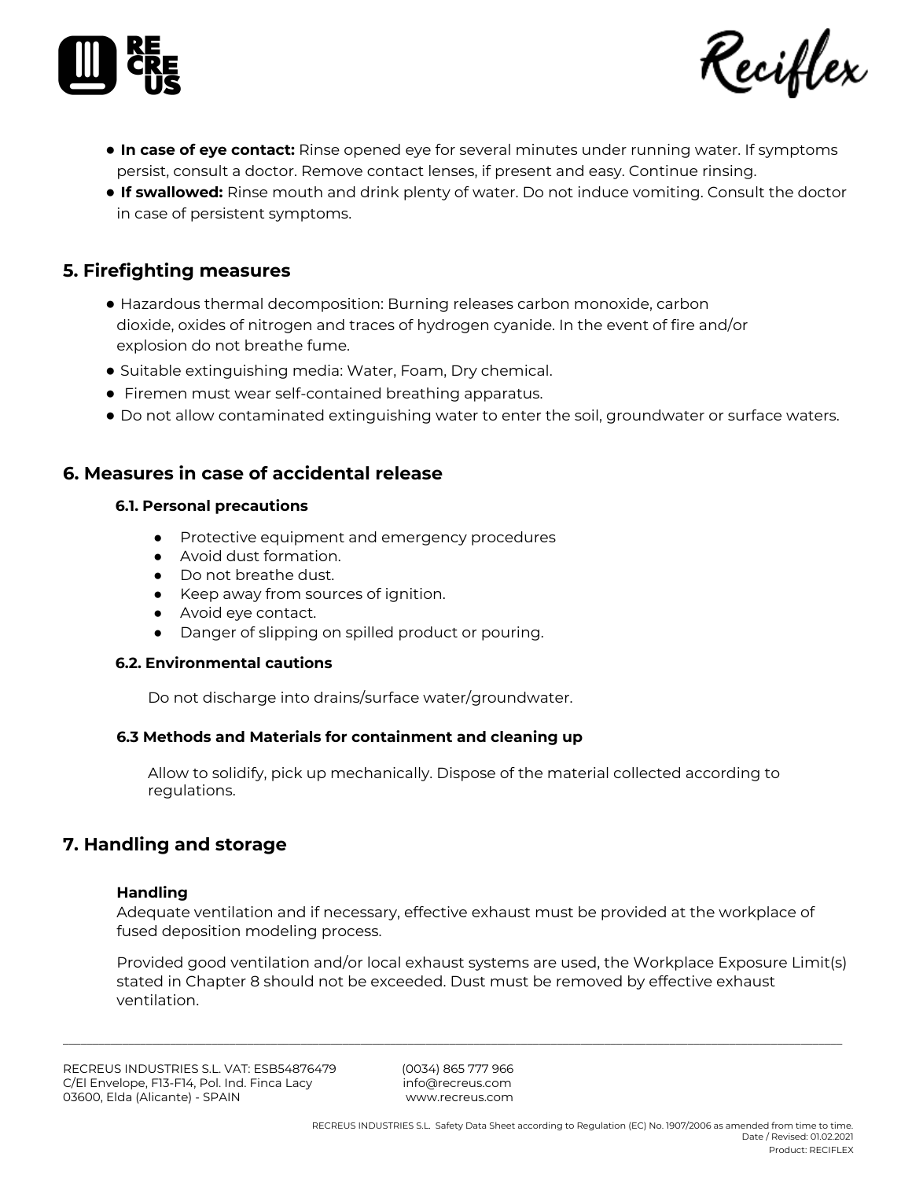- **In case of eye contact:** Rinse opened eye for several minutes under running water. If symptoms persist, consult a doctor. Remove contact lenses, if present and easy. Continue rinsing.
- **If swallowed:** Rinse mouth and drink plenty of water. Do not induce vomiting. Consult the doctor in case of persistent symptoms.

## 5. Firefighting measures

- Hazardous thermal decomposition: Burning releases carbon monoxide, carbon dioxide, oxides of nitrogen and traces of hydrogen cyanide. In the event of fire and/or explosion do not breathe fume.
- Suitable extinguishing media: Water, Foam, Dry chemical.
- Firemen must wear self-contained breathing apparatus.
- Do not allow contaminated extinguishing water to enter the soil, groundwater or surface waters.

## 6. Measures in case of accidental release

### 6.1. Personal precautions

- Protective equipment and emergency procedures
- Avoid dust formation.
- Do not breathe dust.
- Keep away from sources of ignition.
- Avoid eye contact.
- Danger of slipping on spilled product or pouring.

### 6.2. Environmental cautions

Do not discharge into drains/surface water/groundwater.

### 6.3 Methods and Materials for containment and cleaning up

Allow to solidify, pick up mechanically. Dispose of the material collected according to regulations.

## 7. Handling and storage

**Handling**

Adequate ventilation and if necessary, effective exhaust must be provided at the workplace of fused deposition modeling process.

Provided good ventilation and/or local exhaust systems are used, the Workplace Exposure Limit(s) stated in Chapter 8 should not be exceeded. Dust must be removed by effective exhaust ventilation.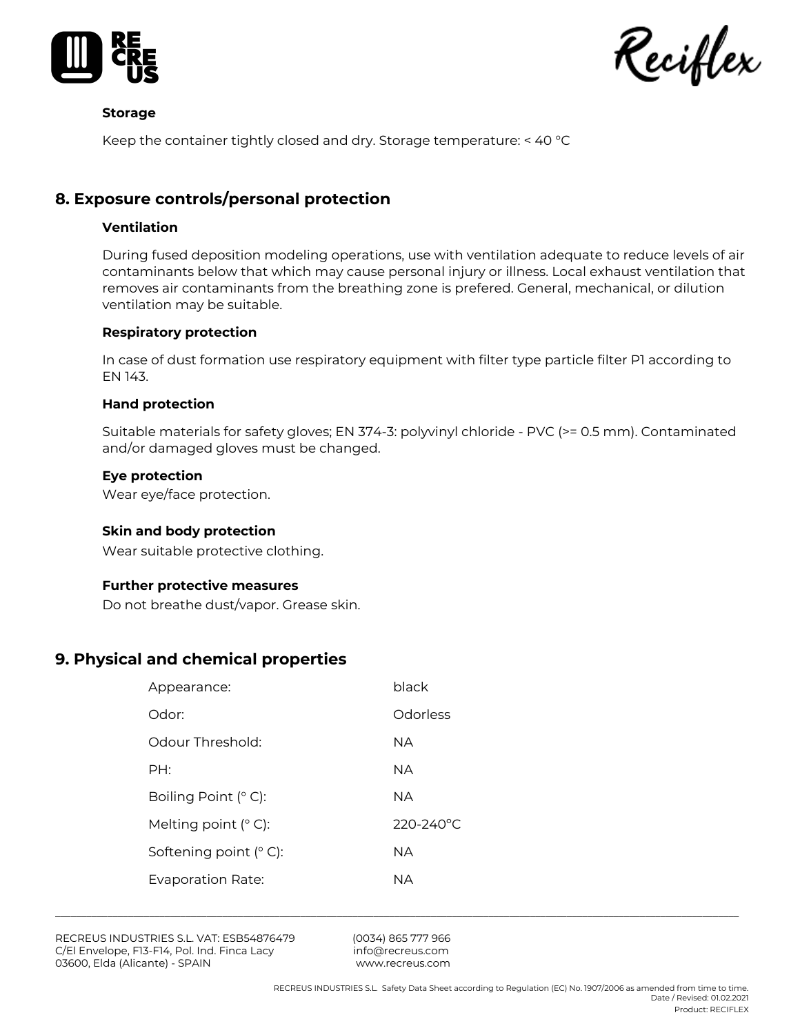### Storage

Keep the container tightly closed and dry. Storage temperature: < 40 °C

## 8. Exposure controls/personal protection

### Ventilation

During fused deposition modeling operations, use with ventilation adequate to reduce levels of air contaminants below that which may cause personal injury or illness. Local exhaust ventilation that removes air contaminants from the breathing zone is prefered. General, mechanical, or dilution ventilation may be suitable.

### Respiratory protection

In case of dust formation use respiratory equipment with filter type particle filter P1 according to EN 143.

### Hand protection

Suitable materials for safety gloves; EN 374-3: polyvinyl chloride - PVC (>= 0.5 mm). Contaminated and/or damaged gloves must be changed.

### Eye protection

Wear eye/face protection.

### Skin and body protection

Wear suitable protective clothing.

### Further protective measures

Do not breathe dust/vapor. Grease skin.

## 9. Physical and chemical properties

| | |
|---|---|
| Appearance: | black |
| Odor: | Odorless |
| Odour Threshold: | NA |
| PH: | NA |
| Boiling Point (° C): | NA |
| Melting point (° C): | 220-240°C |
| Softening point (° C): | NA |
| Evaporation Rate: | NA |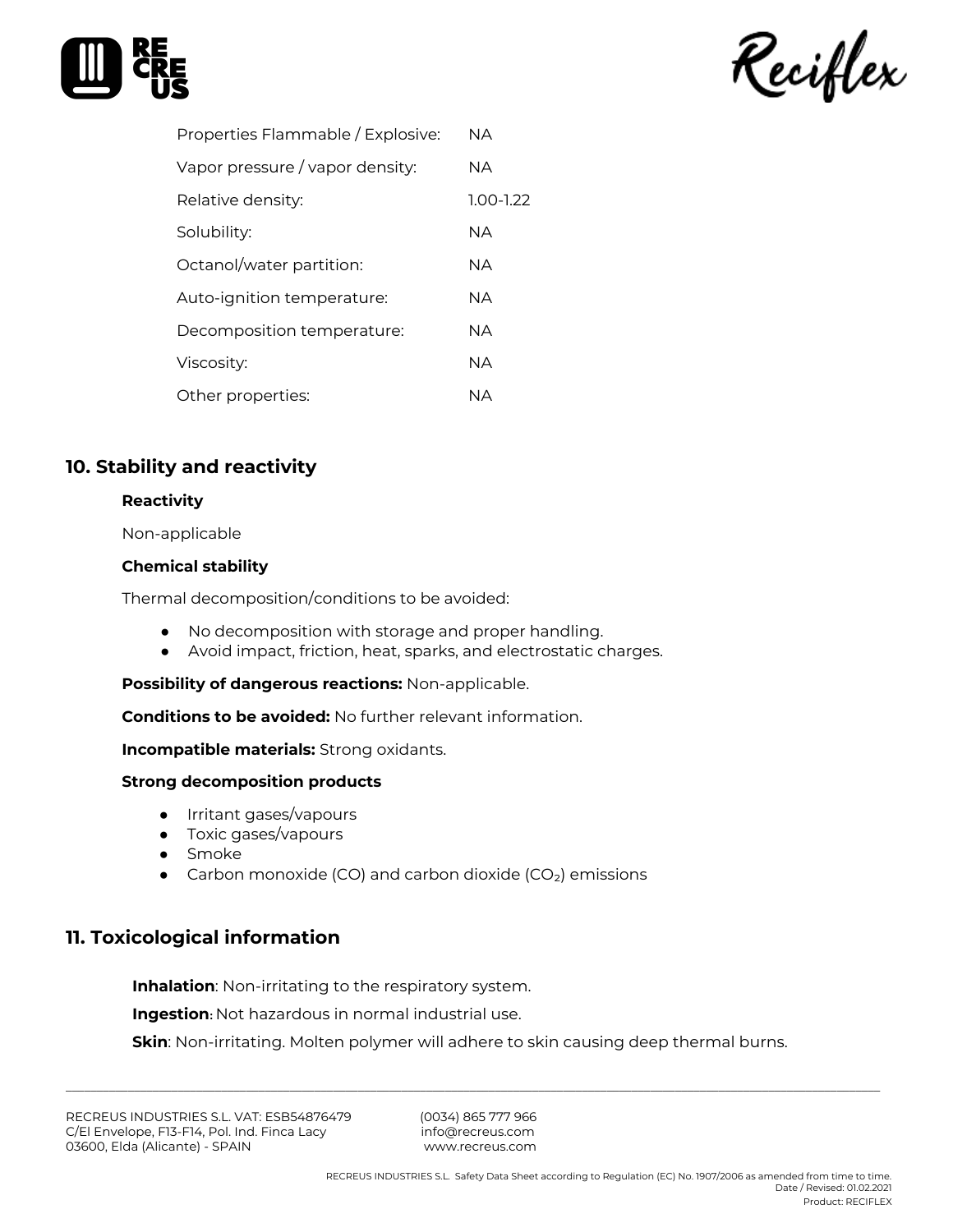| | |
|---|---|
| Properties Flammable / Explosive: | NA |
| Vapor pressure / vapor density: | NA |
| Relative density: | 1.00-1.22 |
| Solubility: | NA |
| Octanol/water partition: | NA |
| Auto-ignition temperature: | NA |
| Decomposition temperature: | NA |
| Viscosity: | NA |
| Other properties: | NA |

## 10. Stability and reactivity

**Reactivity**

Non-applicable

**Chemical stability**

Thermal decomposition/conditions to be avoided:

- No decomposition with storage and proper handling.
- Avoid impact, friction, heat, sparks, and electrostatic charges.

**Possibility of dangerous reactions:** Non-applicable.

**Conditions to be avoided:** No further relevant information.

**Incompatible materials:** Strong oxidants.

**Strong decomposition products**

- Irritant gases/vapours
- Toxic gases/vapours
- Smoke
- Carbon monoxide (CO) and carbon dioxide ($CO_2$) emissions

## 11. Toxicological information

**Inhalation**: Non-irritating to the respiratory system.

**Ingestion**: Not hazardous in normal industrial use.

**Skin**: Non-irritating. Molten polymer will adhere to skin causing deep thermal burns.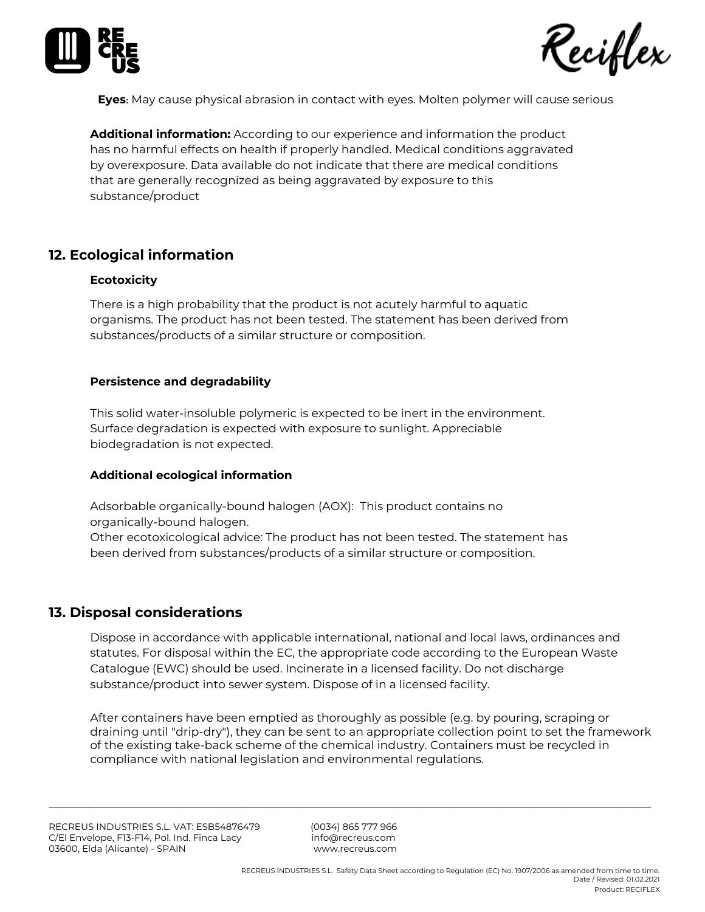**Eyes**: May cause physical abrasion in contact with eyes. Molten polymer will cause serious

**Additional information:** According to our experience and information the product has no harmful effects on health if properly handled. Medical conditions aggravated by overexposure. Data available do not indicate that there are medical conditions that are generally recognized as being aggravated by exposure to this substance/product

## 12. Ecological information

### Ecotoxicity

There is a high probability that the product is not acutely harmful to aquatic organisms. The product has not been tested. The statement has been derived from substances/products of a similar structure or composition.

### Persistence and degradability

This solid water-insoluble polymeric is expected to be inert in the environment. Surface degradation is expected with exposure to sunlight. Appreciable biodegradation is not expected.

### Additional ecological information

Adsorbable organically-bound halogen (AOX): This product contains no organically-bound halogen.
Other ecotoxicological advice: The product has not been tested. The statement has been derived from substances/products of a similar structure or composition.

## 13. Disposal considerations

Dispose in accordance with applicable international, national and local laws, ordinances and statutes. For disposal within the EC, the appropriate code according to the European Waste Catalogue (EWC) should be used. Incinerate in a licensed facility. Do not discharge substance/product into sewer system. Dispose of in a licensed facility.

After containers have been emptied as thoroughly as possible (e.g. by pouring, scraping or draining until "drip-dry"), they can be sent to an appropriate collection point to set the framework of the existing take-back scheme of the chemical industry. Containers must be recycled in compliance with national legislation and environmental regulations.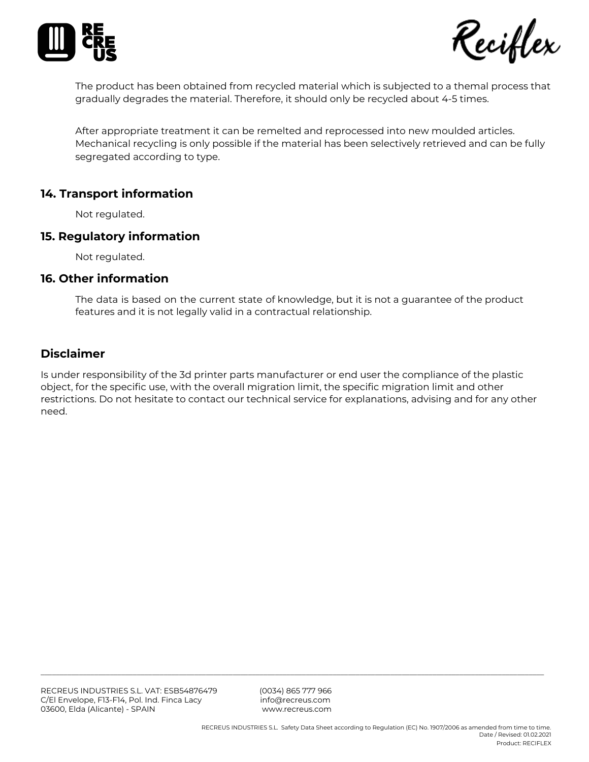The product has been obtained from recycled material which is subjected to a themal process that gradually degrades the material. Therefore, it should only be recycled about 4-5 times.

After appropriate treatment it can be remelted and reprocessed into new moulded articles. Mechanical recycling is only possible if the material has been selectively retrieved and can be fully segregated according to type.

## 14. Transport information

Not regulated.

## 15. Regulatory information

Not regulated.

## 16. Other information

The data is based on the current state of knowledge, but it is not a guarantee of the product features and it is not legally valid in a contractual relationship.

## Disclaimer

Is under responsibility of the 3d printer parts manufacturer or end user the compliance of the plastic object, for the specific use, with the overall migration limit, the specific migration limit and other restrictions. Do not hesitate to contact our technical service for explanations, advising and for any other need.